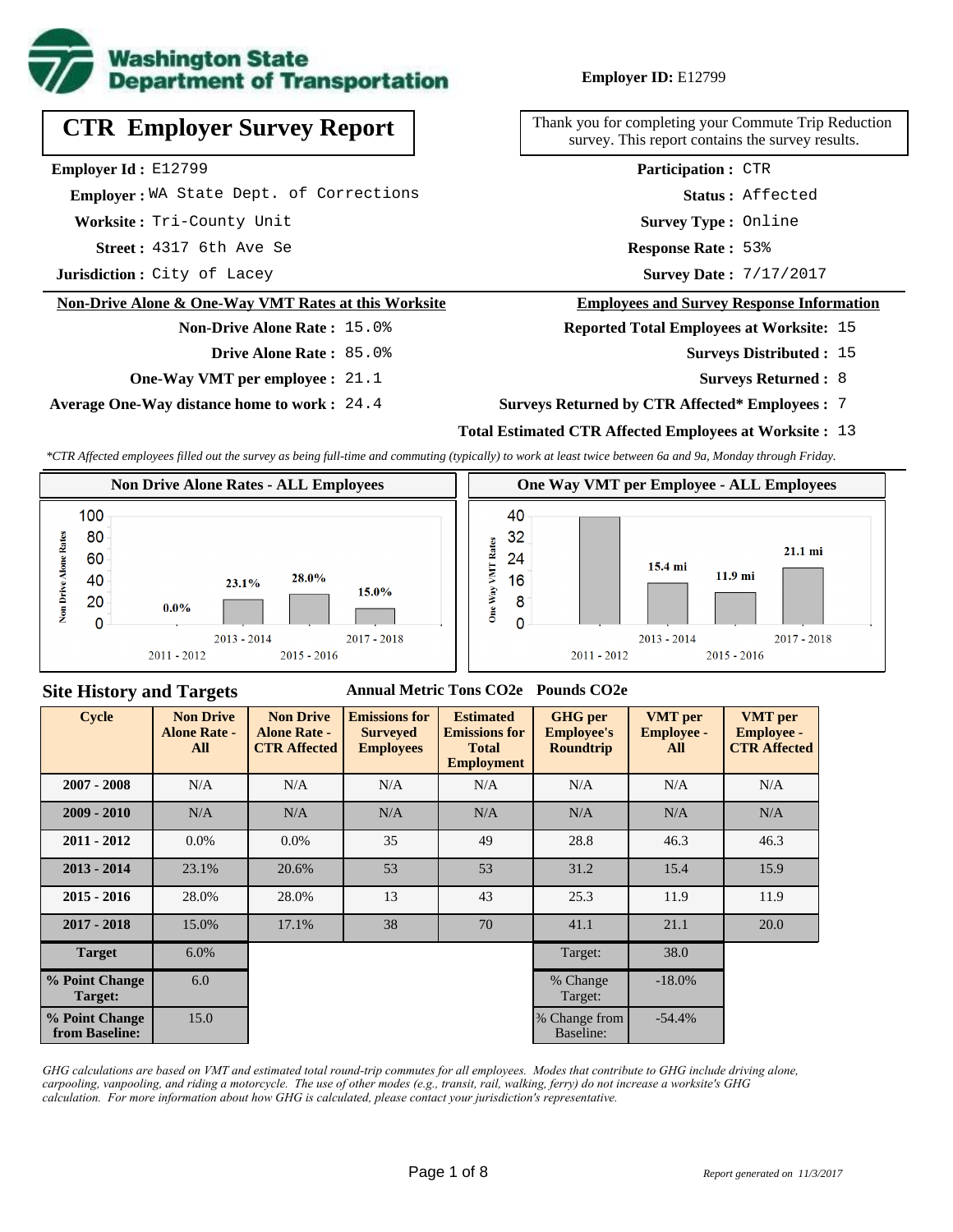**Washington State Department of Transportation**

**Employer ID:** E12799

# CTR Employer Survey Report

Thank you for completing your Commute Trip Reduction survey. This report contains the survey results.

**Employer Id :** E12799

**Employer :** WA State Dept. of Corrections

**Worksite :** Tri-County Unit

**Street :** 4317 6th Ave Se

**Jurisdiction :** City of Lacey

**Participation :** CTR

**Status :** Affected

**Survey Type :** Online

**Response Rate :** 53%

**Survey Date :** 7/17/2017

## Non-Drive Alone & One-Way VMT Rates at this Worksite

**Non-Drive Alone Rate :** 15.0%

**Drive Alone Rate :** 85.0%

**One-Way VMT per employee :** 21.1

**Average One-Way distance home to work :** 24.4

## Employees and Survey Response Information

**Reported Total Employees at Worksite:** 15

**Surveys Distributed :** 15

**Surveys Returned :** 8

**Surveys Returned by CTR Affected* Employees :** 7

**Total Estimated CTR Affected Employees at Worksite :** 13

*\*CTR Affected employees filled out the survey as being full-time and commuting (typically) to work at least twice between 6a and 9a, Monday through Friday.*

### Non Drive Alone Rates - ALL Employees

| Cycle | Non Drive Alone Rate |
|---|---|
| 2011 - 2012 | 0.0% |
| 2013 - 2014 | 23.1% |
| 2015 - 2016 | 28.0% |
| 2017 - 2018 | 15.0% |

### One Way VMT per Employee - ALL Employees

| Cycle | One Way VMT |
|---|---|
| 2011 - 2012 | |
| 2013 - 2014 | 15.4 mi |
| 2015 - 2016 | 11.9 mi |
| 2017 - 2018 | 21.1 mi |

## Site History and Targets

| Cycle | Non Drive Alone Rate - All | Non Drive Alone Rate - CTR Affected | Emissions for Surveyed Employees (Annual Metric Tons CO2e) | Estimated Emissions for Total Employment (Annual Metric Tons CO2e) | GHG per Employee's Roundtrip (Pounds CO2e) | VMT per Employee - All | VMT per Employee - CTR Affected |
|---|---|---|---|---|---|---|---|
| 2007 - 2008 | N/A | N/A | N/A | N/A | N/A | N/A | N/A |
| 2009 - 2010 | N/A | N/A | N/A | N/A | N/A | N/A | N/A |
| 2011 - 2012 | 0.0% | 0.0% | 35 | 49 | 28.8 | 46.3 | 46.3 |
| 2013 - 2014 | 23.1% | 20.6% | 53 | 53 | 31.2 | 15.4 | 15.9 |
| 2015 - 2016 | 28.0% | 28.0% | 13 | 43 | 25.3 | 11.9 | 11.9 |
| 2017 - 2018 | 15.0% | 17.1% | 38 | 70 | 41.1 | 21.1 | 20.0 |
| Target | 6.0% | | | | Target: | 38.0 | |
| % Point Change Target: | 6.0 | | | | % Change Target: | -18.0% | |
| % Point Change from Baseline: | 15.0 | | | | % Change from Baseline: | -54.4% | |

*GHG calculations are based on VMT and estimated total round-trip commutes for all employees. Modes that contribute to GHG include driving alone, carpooling, vanpooling, and riding a motorcycle. The use of other modes (e.g., transit, rail, walking, ferry) do not increase a worksite's GHG calculation. For more information about how GHG is calculated, please contact your jurisdiction's representative.*

*Report generated on 11/3/2017*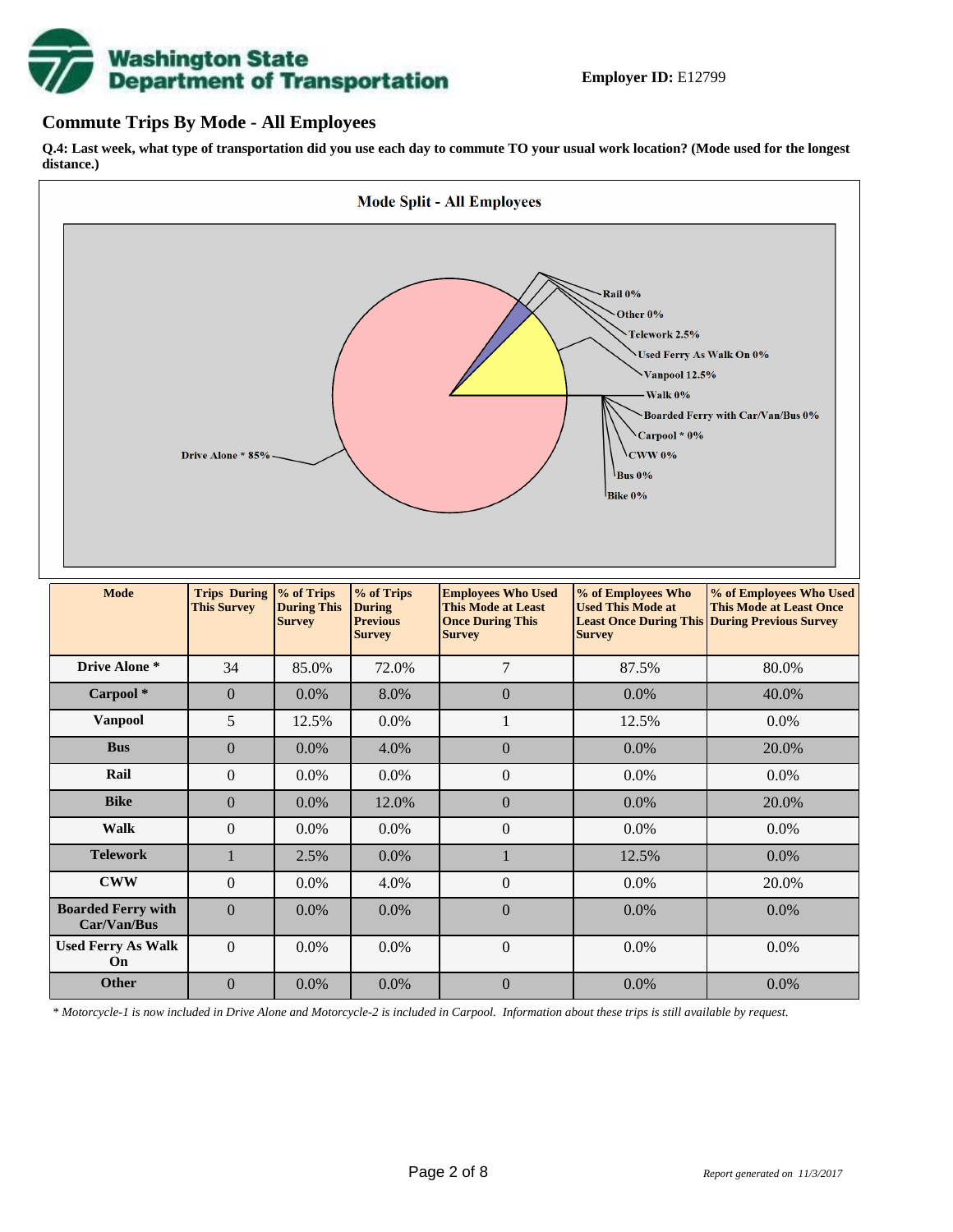**Employer ID:** E12799

## Commute Trips By Mode - All Employees

**Q.4: Last week, what type of transportation did you use each day to commute TO your usual work location? (Mode used for the longest distance.)**

Mode Split - All Employees

Rail 0%
Other 0%
Telework 2.5%
Used Ferry As Walk On 0%
Vanpool 12.5%
Walk 0%
Boarded Ferry with Car/Van/Bus 0%
Carpool * 0%
CWW 0%
Bus 0%
Bike 0%
Drive Alone * 85%

| Mode | Trips During This Survey | % of Trips During This Survey | % of Trips During Previous Survey | Employees Who Used This Mode at Least Once During This Survey | % of Employees Who Used This Mode at Least Once During This Survey | % of Employees Who Used This Mode at Least Once During Previous Survey |
|---|---|---|---|---|---|---|
| Drive Alone * | 34 | 85.0% | 72.0% | 7 | 87.5% | 80.0% |
| Carpool * | 0 | 0.0% | 8.0% | 0 | 0.0% | 40.0% |
| Vanpool | 5 | 12.5% | 0.0% | 1 | 12.5% | 0.0% |
| Bus | 0 | 0.0% | 4.0% | 0 | 0.0% | 20.0% |
| Rail | 0 | 0.0% | 0.0% | 0 | 0.0% | 0.0% |
| Bike | 0 | 0.0% | 12.0% | 0 | 0.0% | 20.0% |
| Walk | 0 | 0.0% | 0.0% | 0 | 0.0% | 0.0% |
| Telework | 1 | 2.5% | 0.0% | 1 | 12.5% | 0.0% |
| CWW | 0 | 0.0% | 4.0% | 0 | 0.0% | 20.0% |
| Boarded Ferry with Car/Van/Bus | 0 | 0.0% | 0.0% | 0 | 0.0% | 0.0% |
| Used Ferry As Walk On | 0 | 0.0% | 0.0% | 0 | 0.0% | 0.0% |
| Other | 0 | 0.0% | 0.0% | 0 | 0.0% | 0.0% |

*\* Motorcycle-1 is now included in Drive Alone and Motorcycle-2 is included in Carpool. Information about these trips is still available by request.*

*Report generated on 11/3/2017*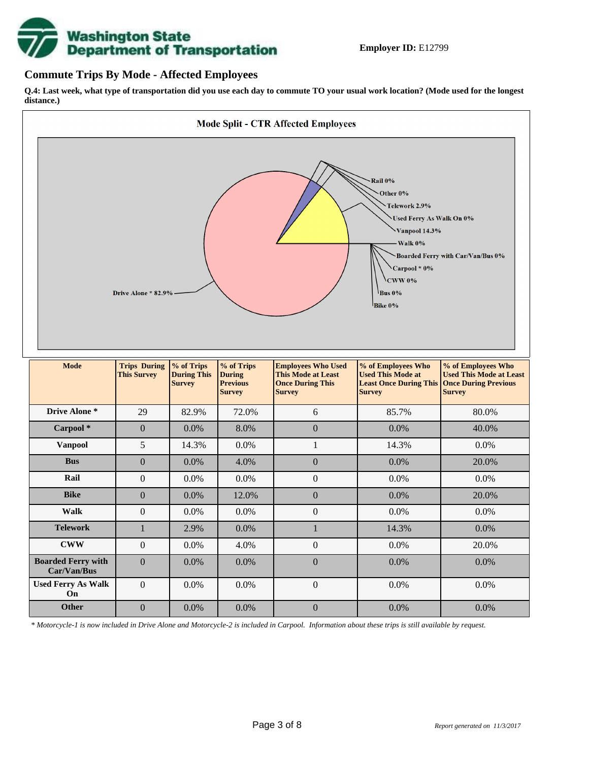**Employer ID:** E12799

## Commute Trips By Mode - Affected Employees

**Q.4: Last week, what type of transportation did you use each day to commute TO your usual work location? (Mode used for the longest distance.)**

**Mode Split - CTR Affected Employees**

Rail 0%
Other 0%
Telework 2.9%
Used Ferry As Walk On 0%
Vanpool 14.3%
Walk 0%
Boarded Ferry with Car/Van/Bus 0%
Carpool * 0%
CWW 0%
Bus 0%
Bike 0%
Drive Alone * 82.9%

| Mode | Trips During This Survey | % of Trips During This Survey | % of Trips During Previous Survey | Employees Who Used This Mode at Least Once During This Survey | % of Employees Who Used This Mode at Least Once During This Survey | % of Employees Who Used This Mode at Least Once During Previous Survey |
|---|---|---|---|---|---|---|
| Drive Alone * | 29 | 82.9% | 72.0% | 6 | 85.7% | 80.0% |
| Carpool * | 0 | 0.0% | 8.0% | 0 | 0.0% | 40.0% |
| Vanpool | 5 | 14.3% | 0.0% | 1 | 14.3% | 0.0% |
| Bus | 0 | 0.0% | 4.0% | 0 | 0.0% | 20.0% |
| Rail | 0 | 0.0% | 0.0% | 0 | 0.0% | 0.0% |
| Bike | 0 | 0.0% | 12.0% | 0 | 0.0% | 20.0% |
| Walk | 0 | 0.0% | 0.0% | 0 | 0.0% | 0.0% |
| Telework | 1 | 2.9% | 0.0% | 1 | 14.3% | 0.0% |
| CWW | 0 | 0.0% | 4.0% | 0 | 0.0% | 20.0% |
| Boarded Ferry with Car/Van/Bus | 0 | 0.0% | 0.0% | 0 | 0.0% | 0.0% |
| Used Ferry As Walk On | 0 | 0.0% | 0.0% | 0 | 0.0% | 0.0% |
| Other | 0 | 0.0% | 0.0% | 0 | 0.0% | 0.0% |

*\* Motorcycle-1 is now included in Drive Alone and Motorcycle-2 is included in Carpool. Information about these trips is still available by request.*

*Report generated on 11/3/2017*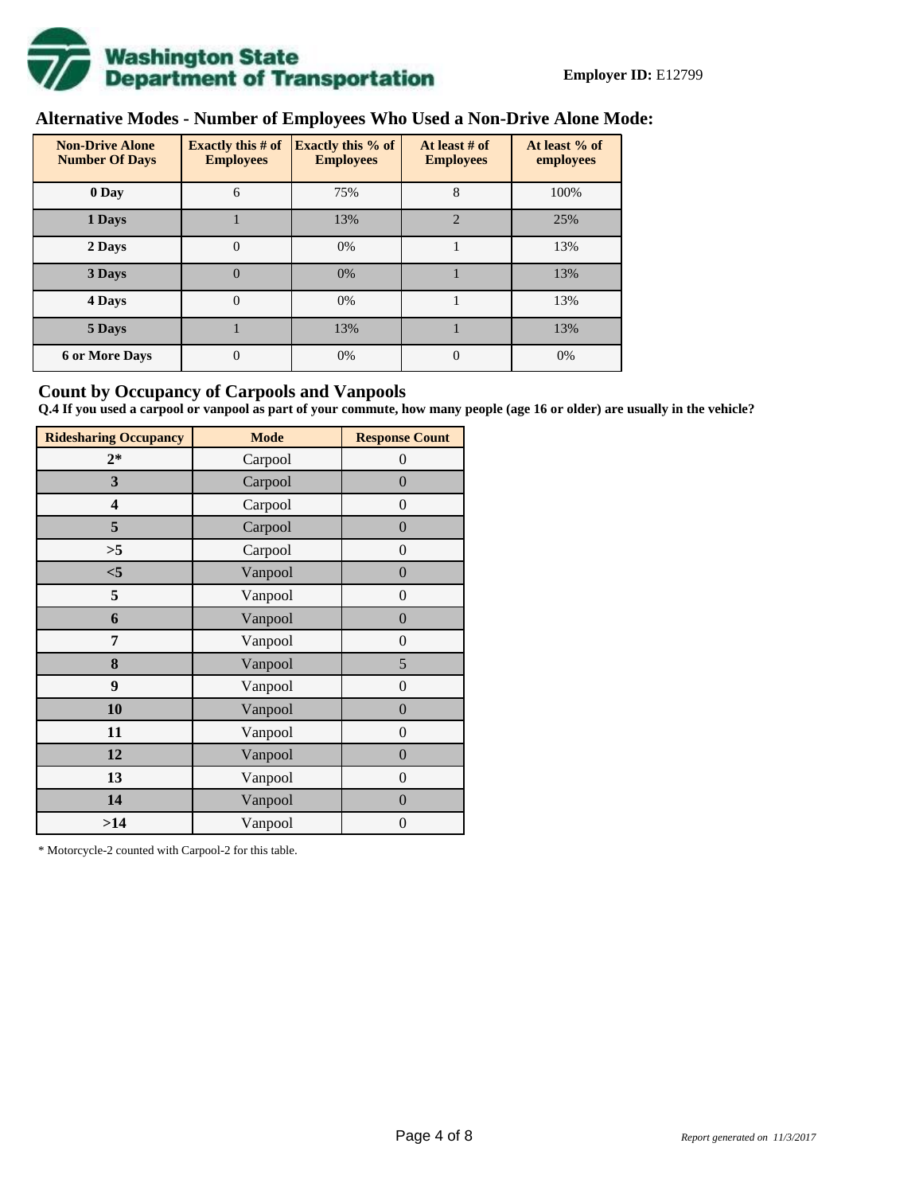**Employer ID:** E12799

## Alternative Modes - Number of Employees Who Used a Non-Drive Alone Mode:

| Non-Drive Alone Number Of Days | Exactly this # of Employees | Exactly this % of Employees | At least # of Employees | At least % of employees |
|---|---|---|---|---|
| 0 Day | 6 | 75% | 8 | 100% |
| 1 Days | 1 | 13% | 2 | 25% |
| 2 Days | 0 | 0% | 1 | 13% |
| 3 Days | 0 | 0% | 1 | 13% |
| 4 Days | 0 | 0% | 1 | 13% |
| 5 Days | 1 | 13% | 1 | 13% |
| 6 or More Days | 0 | 0% | 0 | 0% |

## Count by Occupancy of Carpools and Vanpools

**Q.4 If you used a carpool or vanpool as part of your commute, how many people (age 16 or older) are usually in the vehicle?**

| Ridesharing Occupancy | Mode | Response Count |
|---|---|---|
| 2* | Carpool | 0 |
| 3 | Carpool | 0 |
| 4 | Carpool | 0 |
| 5 | Carpool | 0 |
| >5 | Carpool | 0 |
| <5 | Vanpool | 0 |
| 5 | Vanpool | 0 |
| 6 | Vanpool | 0 |
| 7 | Vanpool | 0 |
| 8 | Vanpool | 5 |
| 9 | Vanpool | 0 |
| 10 | Vanpool | 0 |
| 11 | Vanpool | 0 |
| 12 | Vanpool | 0 |
| 13 | Vanpool | 0 |
| 14 | Vanpool | 0 |
| >14 | Vanpool | 0 |

* Motorcycle-2 counted with Carpool-2 for this table.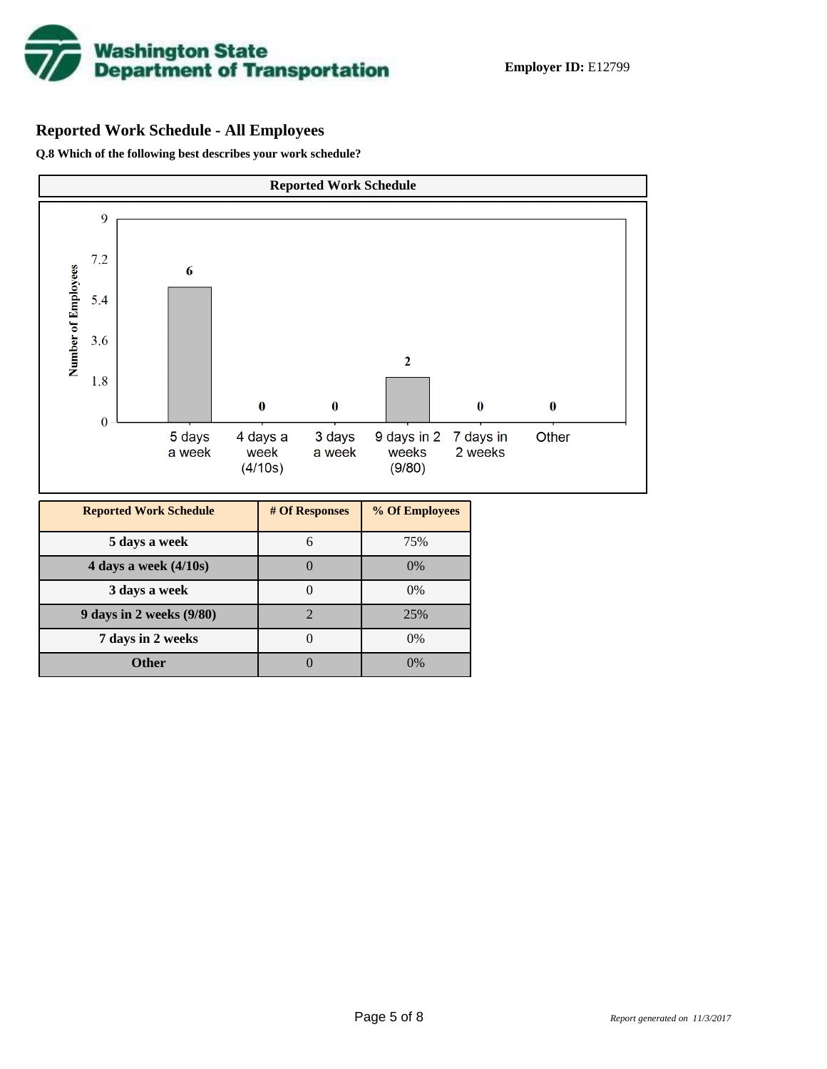**Employer ID:** E12799

## Reported Work Schedule - All Employees

**Q.8 Which of the following best describes your work schedule?**

**Reported Work Schedule**

| Reported Work Schedule | # Of Responses | % Of Employees |
|---|---|---|
| 5 days a week | 6 | 75% |
| 4 days a week (4/10s) | 0 | 0% |
| 3 days a week | 0 | 0% |
| 9 days in 2 weeks (9/80) | 2 | 25% |
| 7 days in 2 weeks | 0 | 0% |
| Other | 0 | 0% |

*Report generated on 11/3/2017*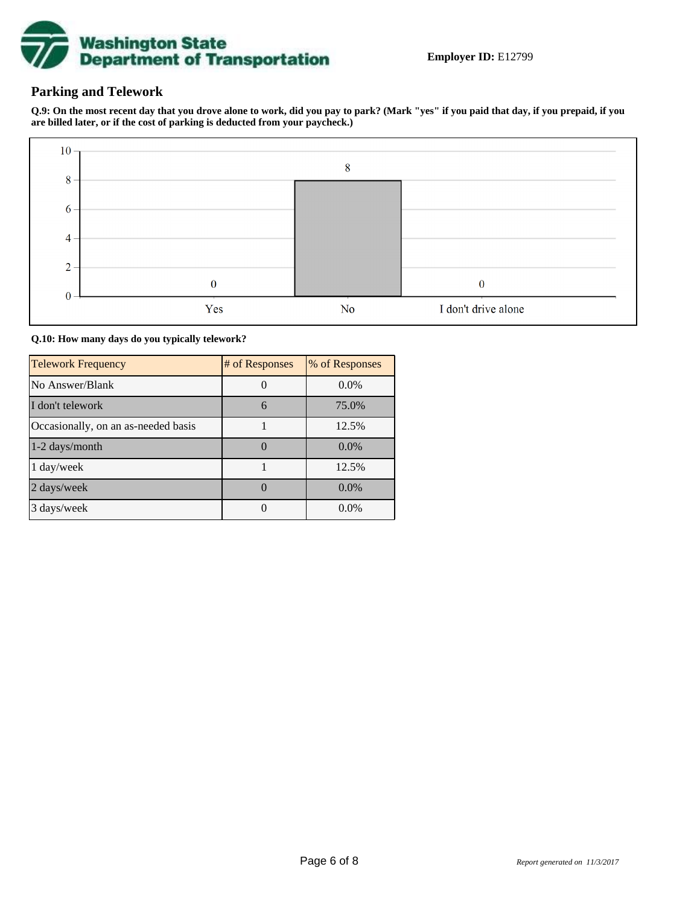**Employer ID:** E12799

## Parking and Telework

**Q.9: On the most recent day that you drove alone to work, did you pay to park? (Mark "yes" if you paid that day, if you prepaid, if you are billed later, or if the cost of parking is deducted from your paycheck.)**

| Response | Count |
| --- | --- |
| Yes | 0 |
| No | 8 |
| I don't drive alone | 0 |

**Q.10: How many days do you typically telework?**

| Telework Frequency | # of Responses | % of Responses |
| --- | --- | --- |
| No Answer/Blank | 0 | 0.0% |
| I don't telework | 6 | 75.0% |
| Occasionally, on an as-needed basis | 1 | 12.5% |
| 1-2 days/month | 0 | 0.0% |
| 1 day/week | 1 | 12.5% |
| 2 days/week | 0 | 0.0% |
| 3 days/week | 0 | 0.0% |

*Report generated on 11/3/2017*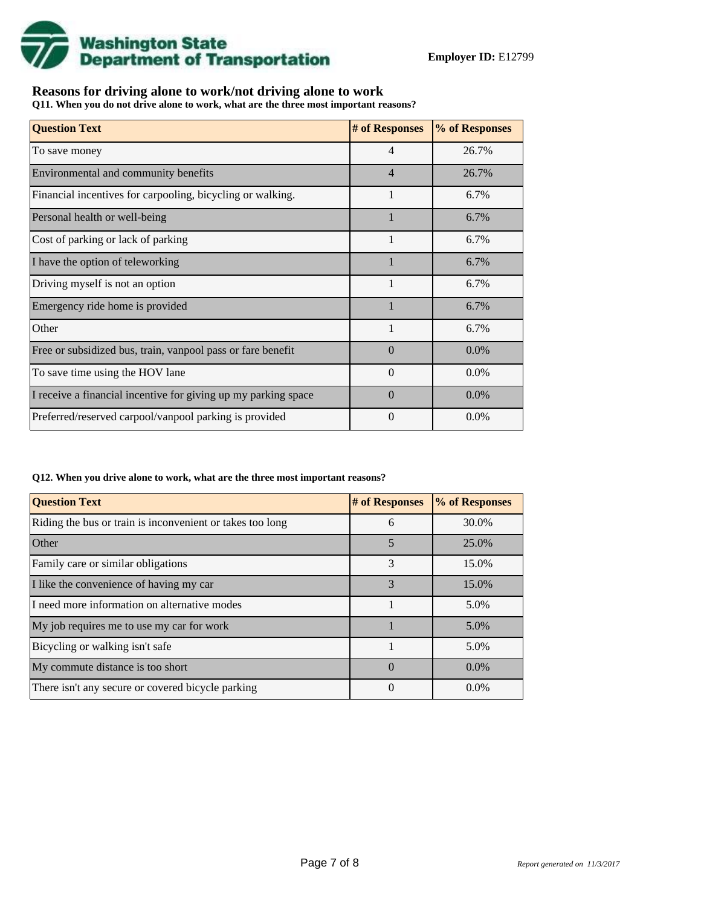**Employer ID:** E12799

## Reasons for driving alone to work/not driving alone to work

**Q11. When you do not drive alone to work, what are the three most important reasons?**

| Question Text | # of Responses | % of Responses |
|---|---|---|
| To save money | 4 | 26.7% |
| Environmental and community benefits | 4 | 26.7% |
| Financial incentives for carpooling, bicycling or walking. | 1 | 6.7% |
| Personal health or well-being | 1 | 6.7% |
| Cost of parking or lack of parking | 1 | 6.7% |
| I have the option of teleworking | 1 | 6.7% |
| Driving myself is not an option | 1 | 6.7% |
| Emergency ride home is provided | 1 | 6.7% |
| Other | 1 | 6.7% |
| Free or subsidized bus, train, vanpool pass or fare benefit | 0 | 0.0% |
| To save time using the HOV lane | 0 | 0.0% |
| I receive a financial incentive for giving up my parking space | 0 | 0.0% |
| Preferred/reserved carpool/vanpool parking is provided | 0 | 0.0% |

**Q12. When you drive alone to work, what are the three most important reasons?**

| Question Text | # of Responses | % of Responses |
|---|---|---|
| Riding the bus or train is inconvenient or takes too long | 6 | 30.0% |
| Other | 5 | 25.0% |
| Family care or similar obligations | 3 | 15.0% |
| I like the convenience of having my car | 3 | 15.0% |
| I need more information on alternative modes | 1 | 5.0% |
| My job requires me to use my car for work | 1 | 5.0% |
| Bicycling or walking isn't safe | 1 | 5.0% |
| My commute distance is too short | 0 | 0.0% |
| There isn't any secure or covered bicycle parking | 0 | 0.0% |

*Report generated on 11/3/2017*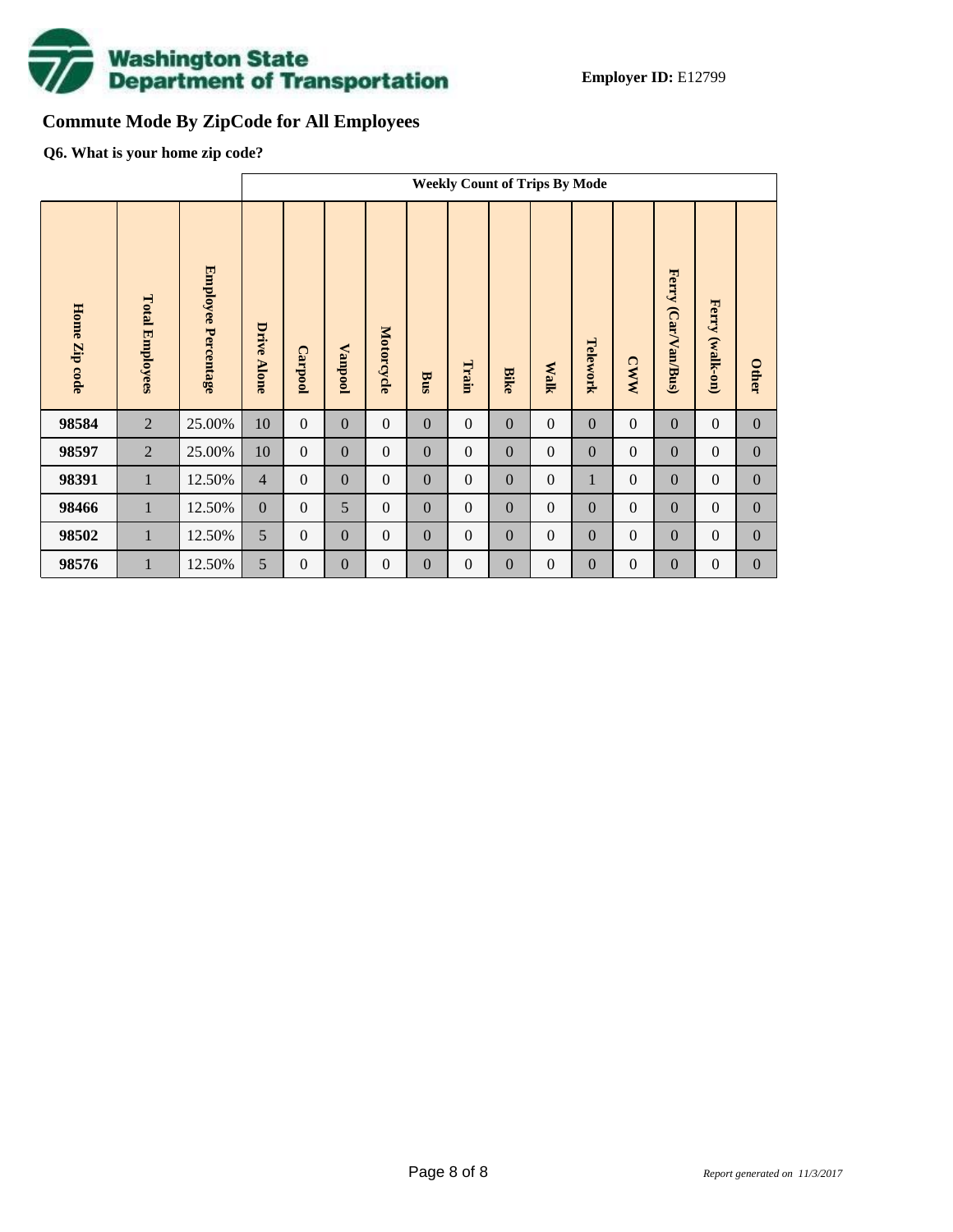**Employer ID:** E12799

## Commute Mode By ZipCode for All Employees

**Q6. What is your home zip code?**

| | | | Weekly Count of Trips By Mode | | | | | | | | | | | | |
|---|---|---|---|---|---|---|---|---|---|---|---|---|---|---|---|
| Home Zip code | Total Employees | Employee Percentage | Drive Alone | Carpool | Vanpool | Motorcycle | Bus | Train | Bike | Walk | Telework | CWW | Ferry (Car/Van/Bus) | Ferry (walk-on) | Other |
| 98584 | 2 | 25.00% | 10 | 0 | 0 | 0 | 0 | 0 | 0 | 0 | 0 | 0 | 0 | 0 | 0 |
| 98597 | 2 | 25.00% | 10 | 0 | 0 | 0 | 0 | 0 | 0 | 0 | 0 | 0 | 0 | 0 | 0 |
| 98391 | 1 | 12.50% | 4 | 0 | 0 | 0 | 0 | 0 | 0 | 0 | 1 | 0 | 0 | 0 | 0 |
| 98466 | 1 | 12.50% | 0 | 0 | 5 | 0 | 0 | 0 | 0 | 0 | 0 | 0 | 0 | 0 | 0 |
| 98502 | 1 | 12.50% | 5 | 0 | 0 | 0 | 0 | 0 | 0 | 0 | 0 | 0 | 0 | 0 | 0 |
| 98576 | 1 | 12.50% | 5 | 0 | 0 | 0 | 0 | 0 | 0 | 0 | 0 | 0 | 0 | 0 | 0 |

*Report generated on 11/3/2017*